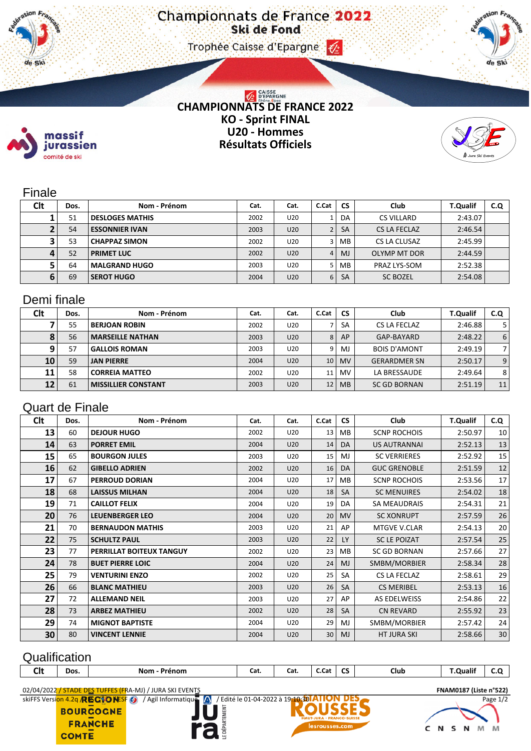# Championnats de France 2022

## Ski de Fond

Trophée Caisse d'Epargne

## CHAMPIONNATS DE FRANCE 2022
## KO - Sprint FINAL
## U20 - Hommes
## Résultats Officiels

### Finale

| Clt | Dos. | Nom - Prénom | Cat. | Cat. | C.Cat | CS | Club | T.Qualif | C.Q |
|---|---|---|---|---|---|---|---|---|---|
| 1 | 51 | DESLOGES MATHIS | 2002 | U20 | 1 | DA | CS VILLARD | 2:43.07 | |
| 2 | 54 | ESSONNIER IVAN | 2003 | U20 | 2 | SA | CS LA FECLAZ | 2:46.54 | |
| 3 | 53 | CHAPPAZ SIMON | 2002 | U20 | 3 | MB | CS LA CLUSAZ | 2:45.99 | |
| 4 | 52 | PRIMET LUC | 2002 | U20 | 4 | MJ | OLYMP MT DOR | 2:44.59 | |
| 5 | 64 | MALGRAND HUGO | 2003 | U20 | 5 | MB | PRAZ LYS-SOM | 2:52.38 | |
| 6 | 69 | SEROT HUGO | 2004 | U20 | 6 | SA | SC BOZEL | 2:54.08 | |

### Demi finale

| Clt | Dos. | Nom - Prénom | Cat. | Cat. | C.Cat | CS | Club | T.Qualif | C.Q |
|---|---|---|---|---|---|---|---|---|---|
| 7 | 55 | BERJOAN ROBIN | 2002 | U20 | 7 | SA | CS LA FECLAZ | 2:46.88 | 5 |
| 8 | 56 | MARSEILLE NATHAN | 2003 | U20 | 8 | AP | GAP-BAYARD | 2:48.22 | 6 |
| 9 | 57 | GALLOIS ROMAN | 2003 | U20 | 9 | MJ | BOIS D'AMONT | 2:49.19 | 7 |
| 10 | 59 | JAN PIERRE | 2004 | U20 | 10 | MV | GERARDMER SN | 2:50.17 | 9 |
| 11 | 58 | CORREIA MATTEO | 2002 | U20 | 11 | MV | LA BRESSAUDE | 2:49.64 | 8 |
| 12 | 61 | MISSILLIER CONSTANT | 2003 | U20 | 12 | MB | SC GD BORNAN | 2:51.19 | 11 |

### Quart de Finale

| Clt | Dos. | Nom - Prénom | Cat. | Cat. | C.Cat | CS | Club | T.Qualif | C.Q |
|---|---|---|---|---|---|---|---|---|---|
| 13 | 60 | DEJOUR HUGO | 2002 | U20 | 13 | MB | SCNP ROCHOIS | 2:50.97 | 10 |
| 14 | 63 | PORRET EMIL | 2004 | U20 | 14 | DA | US AUTRANNAI | 2:52.13 | 13 |
| 15 | 65 | BOURGON JULES | 2003 | U20 | 15 | MJ | SC VERRIERES | 2:52.92 | 15 |
| 16 | 62 | GIBELLO ADRIEN | 2002 | U20 | 16 | DA | GUC GRENOBLE | 2:51.59 | 12 |
| 17 | 67 | PERROUD DORIAN | 2004 | U20 | 17 | MB | SCNP ROCHOIS | 2:53.56 | 17 |
| 18 | 68 | LAISSUS MILHAN | 2004 | U20 | 18 | SA | SC MENUIRES | 2:54.02 | 18 |
| 19 | 71 | CAILLOT FELIX | 2004 | U20 | 19 | DA | SA MEAUDRAIS | 2:54.31 | 21 |
| 20 | 76 | LEUENBERGER LEO | 2004 | U20 | 20 | MV | SC XONRUPT | 2:57.59 | 26 |
| 21 | 70 | BERNAUDON MATHIS | 2003 | U20 | 21 | AP | MTGVE V.CLAR | 2:54.13 | 20 |
| 22 | 75 | SCHULTZ PAUL | 2003 | U20 | 22 | LY | SC LE POIZAT | 2:57.54 | 25 |
| 23 | 77 | PERRILLAT BOITEUX TANGUY | 2002 | U20 | 23 | MB | SC GD BORNAN | 2:57.66 | 27 |
| 24 | 78 | BUET PIERRE LOIC | 2004 | U20 | 24 | MJ | SMBM/MORBIER | 2:58.34 | 28 |
| 25 | 79 | VENTURINI ENZO | 2002 | U20 | 25 | SA | CS LA FECLAZ | 2:58.61 | 29 |
| 26 | 66 | BLANC MATHIEU | 2003 | U20 | 26 | SA | CS MERIBEL | 2:53.13 | 16 |
| 27 | 72 | ALLEMAND NEIL | 2003 | U20 | 27 | AP | AS EDELWEISS | 2:54.86 | 22 |
| 28 | 73 | ARBEZ MATHIEU | 2002 | U20 | 28 | SA | CN REVARD | 2:55.92 | 23 |
| 29 | 74 | MIGNOT BAPTISTE | 2004 | U20 | 29 | MJ | SMBM/MORBIER | 2:57.42 | 24 |
| 30 | 80 | VINCENT LENNIE | 2004 | U20 | 30 | MJ | HT JURA SKI | 2:58.66 | 30 |

### Qualification

| Clt | Dos. | Nom - Prénom | Cat. | Cat. | C.Cat | CS | Club | T.Qualif | C.Q |
|---|---|---|---|---|---|---|---|---|---|

02/04/2022 / STADE DES TUFFES (FRA-MJ) / JURA SKI EVENTS — FNAM0187 (Liste n°522)

skiFFS Version 4.2q / FFS-ESF / Agil Informatique / Edité le 01-04-2022 à 19:10:30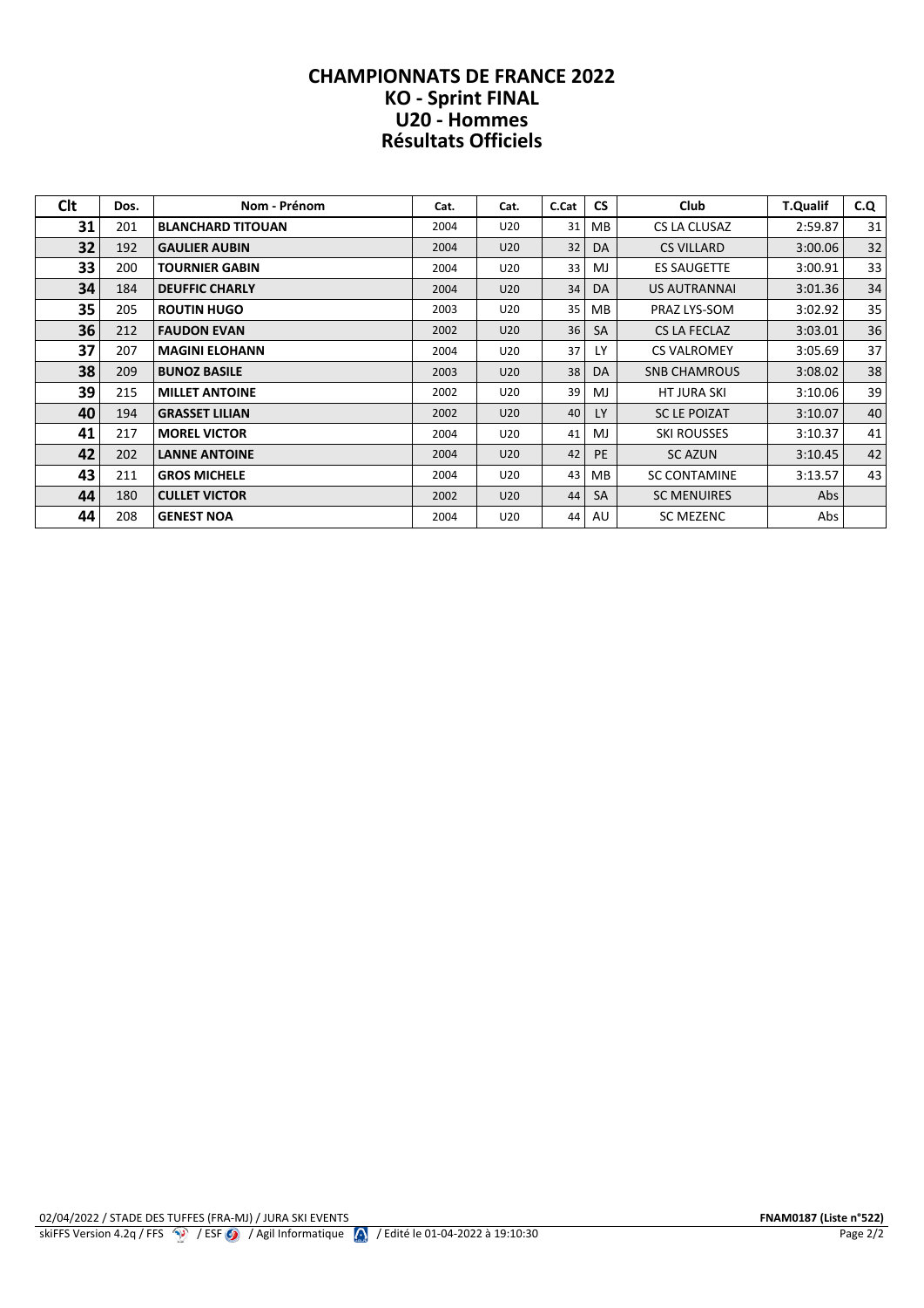# CHAMPIONNATS DE FRANCE 2022
# KO - Sprint FINAL
# U20 - Hommes
# Résultats Officiels

| Clt | Dos. | Nom - Prénom | Cat. | Cat. | C.Cat | CS | Club | T.Qualif | C.Q |
|---|---|---|---|---|---|---|---|---|---|
| 31 | 201 | BLANCHARD TITOUAN | 2004 | U20 | 31 | MB | CS LA CLUSAZ | 2:59.87 | 31 |
| 32 | 192 | GAULIER AUBIN | 2004 | U20 | 32 | DA | CS VILLARD | 3:00.06 | 32 |
| 33 | 200 | TOURNIER GABIN | 2004 | U20 | 33 | MJ | ES SAUGETTE | 3:00.91 | 33 |
| 34 | 184 | DEUFFIC CHARLY | 2004 | U20 | 34 | DA | US AUTRANNAI | 3:01.36 | 34 |
| 35 | 205 | ROUTIN HUGO | 2003 | U20 | 35 | MB | PRAZ LYS-SOM | 3:02.92 | 35 |
| 36 | 212 | FAUDON EVAN | 2002 | U20 | 36 | SA | CS LA FECLAZ | 3:03.01 | 36 |
| 37 | 207 | MAGINI ELOHANN | 2004 | U20 | 37 | LY | CS VALROMEY | 3:05.69 | 37 |
| 38 | 209 | BUNOZ BASILE | 2003 | U20 | 38 | DA | SNB CHAMROUS | 3:08.02 | 38 |
| 39 | 215 | MILLET ANTOINE | 2002 | U20 | 39 | MJ | HT JURA SKI | 3:10.06 | 39 |
| 40 | 194 | GRASSET LILIAN | 2002 | U20 | 40 | LY | SC LE POIZAT | 3:10.07 | 40 |
| 41 | 217 | MOREL VICTOR | 2004 | U20 | 41 | MJ | SKI ROUSSES | 3:10.37 | 41 |
| 42 | 202 | LANNE ANTOINE | 2004 | U20 | 42 | PE | SC AZUN | 3:10.45 | 42 |
| 43 | 211 | GROS MICHELE | 2004 | U20 | 43 | MB | SC CONTAMINE | 3:13.57 | 43 |
| 44 | 180 | CULLET VICTOR | 2002 | U20 | 44 | SA | SC MENUIRES | Abs | |
| 44 | 208 | GENEST NOA | 2004 | U20 | 44 | AU | SC MEZENC | Abs | |

02/04/2022 / STADE DES TUFFES (FRA-MJ) / JURA SKI EVENTS — FNAM0187 (Liste n°522)

skiFFS Version 4.2q / FFS / ESF / Agil Informatique / Edité le 01-04-2022 à 19:10:30